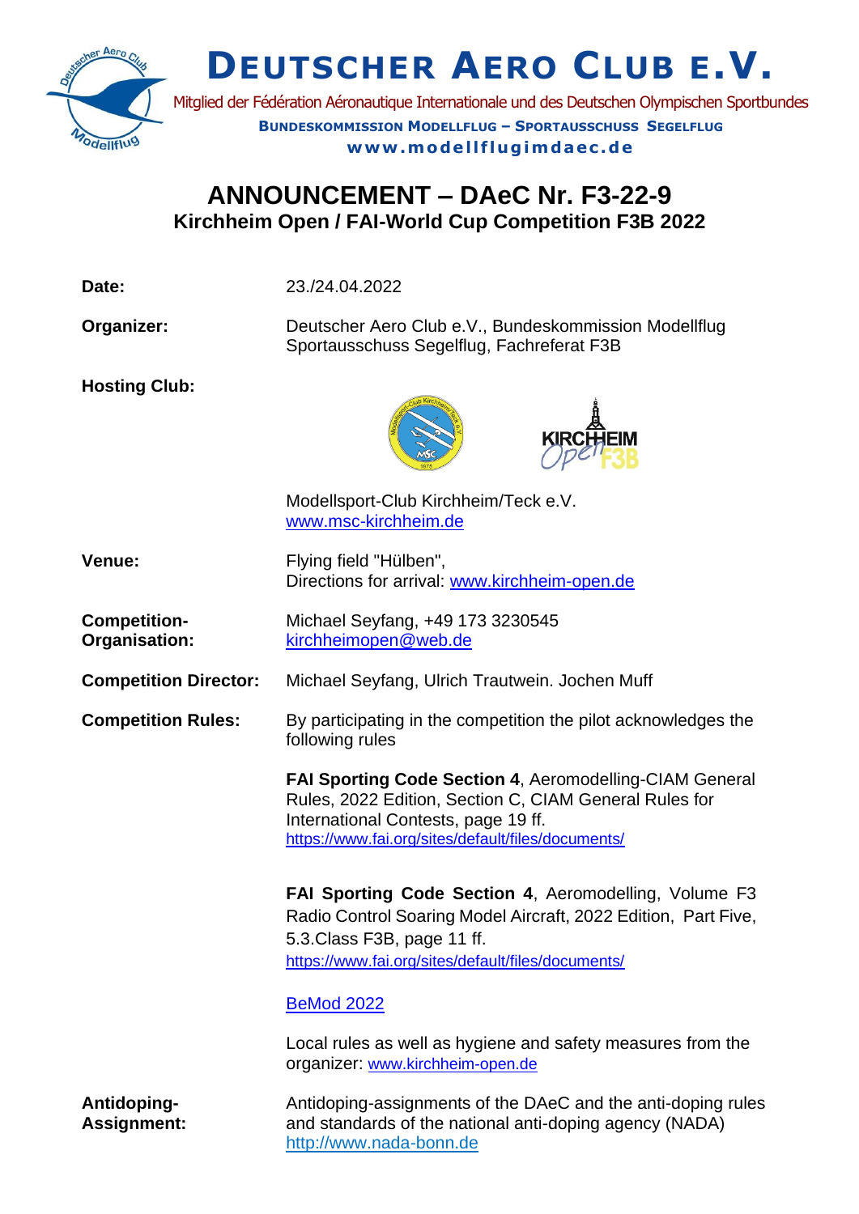# DEUTSCHER AERO CLUB E.V.

Mitglied der Fédération Aéronautique Internationale und des Deutschen Olympischen Sportbundes

**BUNDESKOMMISSION MODELLFLUG – SPORTAUSSCHUSS SEGELFLUG**

**www.modellflugimdaec.de**

## ANNOUNCEMENT – DAeC Nr. F3-22-9

### Kirchheim Open / FAI-World Cup Competition F3B 2022

**Date:** 23./24.04.2022

**Organizer:** Deutscher Aero Club e.V., Bundeskommission Modellflug Sportausschuss Segelflug, Fachreferat F3B

**Hosting Club:** Modellsport-Club Kirchheim/Teck e.V.
www.msc-kirchheim.de

**Venue:** Flying field "Hülben",
Directions for arrival: www.kirchheim-open.de

**Competition-Organisation:** Michael Seyfang, +49 173 3230545
kirchheimopen@web.de

**Competition Director:** Michael Seyfang, Ulrich Trautwein. Jochen Muff

**Competition Rules:** By participating in the competition the pilot acknowledges the following rules

**FAI Sporting Code Section 4**, Aeromodelling-CIAM General Rules, 2022 Edition, Section C, CIAM General Rules for International Contests, page 19 ff.
https://www.fai.org/sites/default/files/documents/

**FAI Sporting Code Section 4**, Aeromodelling, Volume F3 Radio Control Soaring Model Aircraft, 2022 Edition, Part Five, 5.3.Class F3B, page 11 ff.
https://www.fai.org/sites/default/files/documents/

BeMod 2022

Local rules as well as hygiene and safety measures from the organizer: www.kirchheim-open.de

**Antidoping-Assignment:** Antidoping-assignments of the DAeC and the anti-doping rules and standards of the national anti-doping agency (NADA)
http://www.nada-bonn.de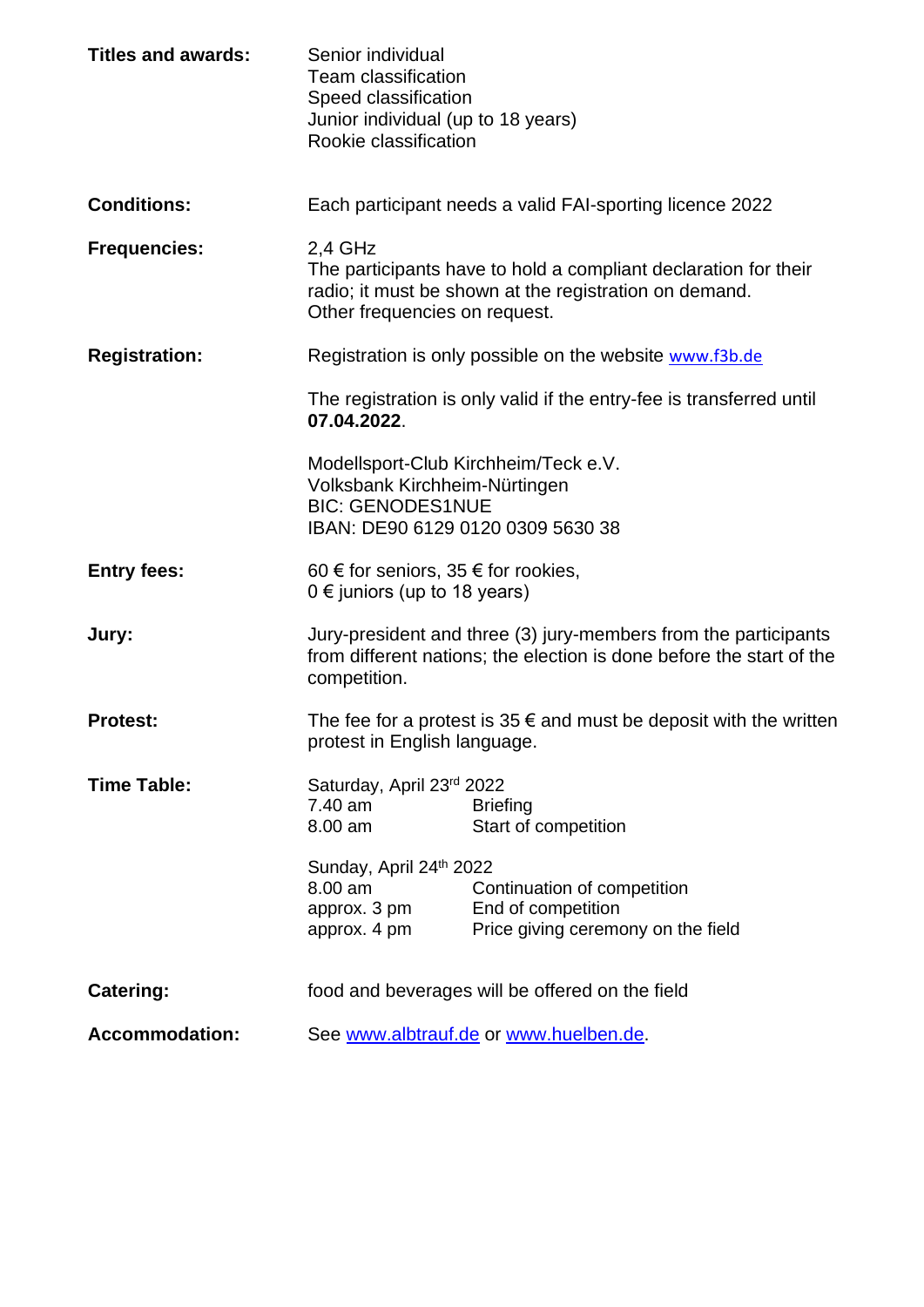**Titles and awards:** Senior individual
Team classification
Speed classification
Junior individual (up to 18 years)
Rookie classification

**Conditions:** Each participant needs a valid FAI-sporting licence 2022

**Frequencies:** 2,4 GHz
The participants have to hold a compliant declaration for their radio; it must be shown at the registration on demand.
Other frequencies on request.

**Registration:** Registration is only possible on the website [www.f3b.de](http://www.f3b.de)

The registration is only valid if the entry-fee is transferred until **07.04.2022**.

Modellsport-Club Kirchheim/Teck e.V.
Volksbank Kirchheim-Nürtingen
BIC: GENODES1NUE
IBAN: DE90 6129 0120 0309 5630 38

**Entry fees:** 60 € for seniors, 35 € for rookies,
0 € juniors (up to 18 years)

**Jury:** Jury-president and three (3) jury-members from the participants from different nations; the election is done before the start of the competition.

**Protest:** The fee for a protest is 35 € and must be deposit with the written protest in English language.

**Time Table:**

Saturday, April 23rd 2022

| | |
|---|---|
| 7.40 am | Briefing |
| 8.00 am | Start of competition |

Sunday, April 24th 2022

| | |
|---|---|
| 8.00 am | Continuation of competition |
| approx. 3 pm | End of competition |
| approx. 4 pm | Price giving ceremony on the field |

**Catering:** food and beverages will be offered on the field

**Accommodation:** See [www.albtrauf.de](http://www.albtrauf.de) or [www.huelben.de](http://www.huelben.de).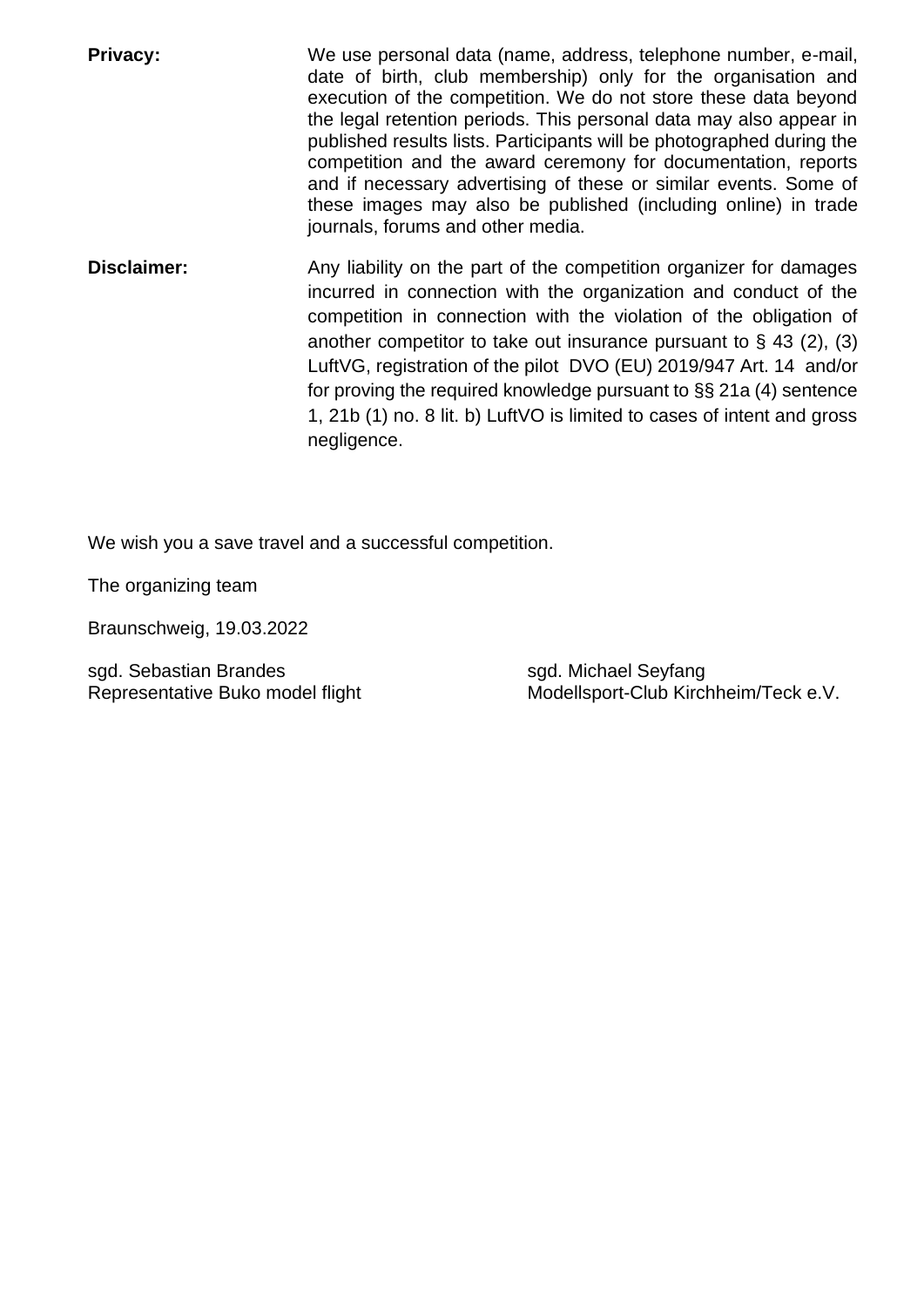**Privacy:** We use personal data (name, address, telephone number, e-mail, date of birth, club membership) only for the organisation and execution of the competition. We do not store these data beyond the legal retention periods. This personal data may also appear in published results lists. Participants will be photographed during the competition and the award ceremony for documentation, reports and if necessary advertising of these or similar events. Some of these images may also be published (including online) in trade journals, forums and other media.

**Disclaimer:** Any liability on the part of the competition organizer for damages incurred in connection with the organization and conduct of the competition in connection with the violation of the obligation of another competitor to take out insurance pursuant to § 43 (2), (3) LuftVG, registration of the pilot DVO (EU) 2019/947 Art. 14 and/or for proving the required knowledge pursuant to §§ 21a (4) sentence 1, 21b (1) no. 8 lit. b) LuftVO is limited to cases of intent and gross negligence.

We wish you a save travel and a successful competition.

The organizing team

Braunschweig, 19.03.2022

sgd. Sebastian Brandes
Representative Buko model flight

sgd. Michael Seyfang
Modellsport-Club Kirchheim/Teck e.V.